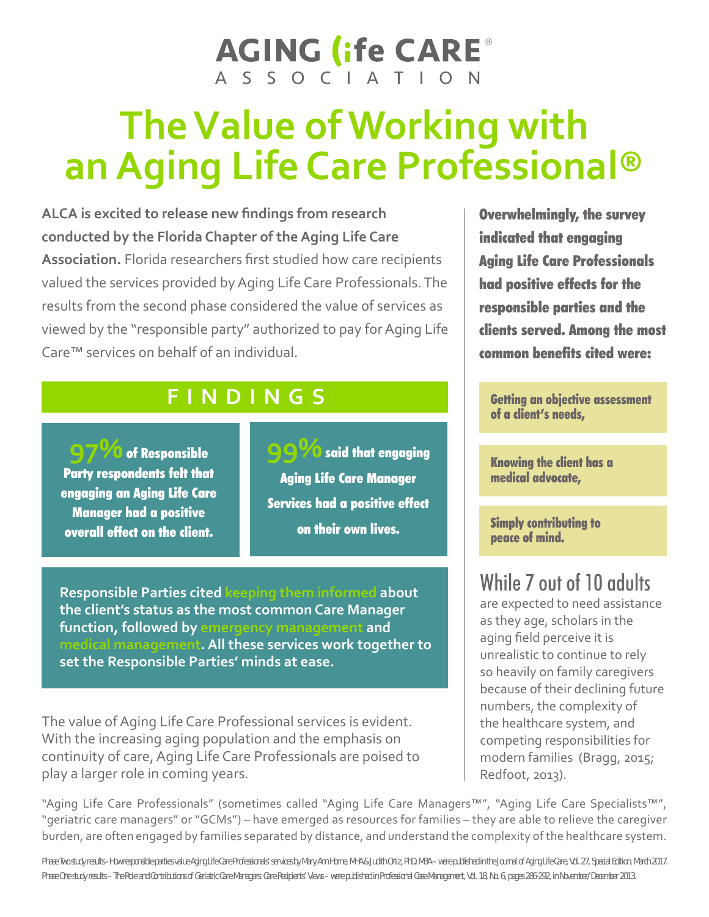AGING Life CARE® ASSOCIATION

# The Value of Working with an Aging Life Care Professional®

**ALCA is excited to release new findings from research conducted by the Florida Chapter of the Aging Life Care Association.** Florida researchers first studied how care recipients valued the services provided by Aging Life Care Professionals. The results from the second phase considered the value of services as viewed by the "responsible party" authorized to pay for Aging Life Care™ services on behalf of an individual.

## FINDINGS

**97% of Responsible Party respondents felt that engaging an Aging Life Care Manager had a positive overall effect on the client.**

**99% said that engaging Aging Life Care Manager Services had a positive effect on their own lives.**

**Responsible Parties cited keeping them informed about the client's status as the most common Care Manager function, followed by emergency management and medical management. All these services work together to set the Responsible Parties' minds at ease.**

The value of Aging Life Care Professional services is evident. With the increasing aging population and the emphasis on continuity of care, Aging Life Care Professionals are poised to play a larger role in coming years.

**Overwhelmingly, the survey indicated that engaging Aging Life Care Professionals had positive effects for the responsible parties and the clients served. Among the most common benefits cited were:**

- **Getting an objective assessment of a client's needs,**
- **Knowing the client has a medical advocate,**
- **Simply contributing to peace of mind.**

While 7 out of 10 adults are expected to need assistance as they age, scholars in the aging field perceive it is unrealistic to continue to rely so heavily on family caregivers because of their declining future numbers, the complexity of the healthcare system, and competing responsibilities for modern families (Bragg, 2015; Redfoot, 2013).

"Aging Life Care Professionals" (sometimes called "Aging Life Care Managers™", "Aging Life Care Specialists™", "geriatric care managers" or "GCMs") – have emerged as resources for families – they are able to relieve the caregiver burden, are often engaged by families separated by distance, and understand the complexity of the healthcare system.

Phase Two study results - How responsible parties value Aging Life Care Professionals' services by Mary Ann Horne, MHA & Judith Ortiz, PhD, MBA – were published in the Journal of Aging Life Care, Vol. 27, Special Edition, March 2017.
Phase One study results – The Role and Contributions of Geriatric Care Managers: Care Recipients' Views – were published in Professional Case Management, Vol. 18, No. 6, pages 286-292, in November/December 2013.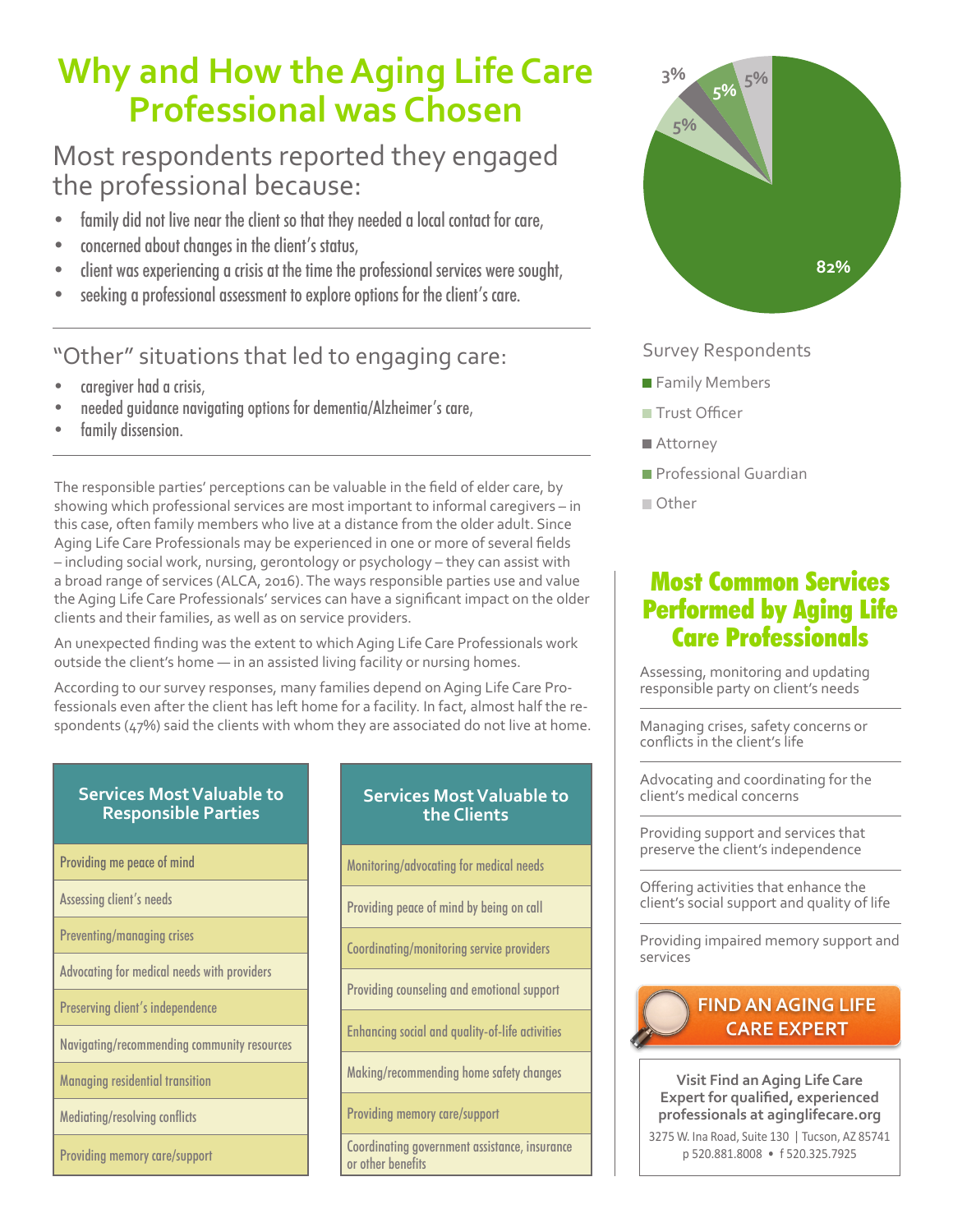# Why and How the Aging Life Care Professional was Chosen

## Most respondents reported they engaged the professional because:

- family did not live near the client so that they needed a local contact for care,
- concerned about changes in the client's status,
- client was experiencing a crisis at the time the professional services were sought,
- seeking a professional assessment to explore options for the client's care.

## "Other" situations that led to engaging care:

- caregiver had a crisis,
- needed guidance navigating options for dementia/Alzheimer's care,
- family dissension.

The responsible parties' perceptions can be valuable in the field of elder care, by showing which professional services are most important to informal caregivers – in this case, often family members who live at a distance from the older adult. Since Aging Life Care Professionals may be experienced in one or more of several fields – including social work, nursing, gerontology or psychology – they can assist with a broad range of services (ALCA, 2016). The ways responsible parties use and value the Aging Life Care Professionals' services can have a significant impact on the older clients and their families, as well as on service providers.

An unexpected finding was the extent to which Aging Life Care Professionals work outside the client's home — in an assisted living facility or nursing homes.

According to our survey responses, many families depend on Aging Life Care Professionals even after the client has left home for a facility. In fact, almost half the respondents (47%) said the clients with whom they are associated do not live at home.

| Services Most Valuable to Responsible Parties |
|---|
| Providing me peace of mind |
| Assessing client's needs |
| Preventing/managing crises |
| Advocating for medical needs with providers |
| Preserving client's independence |
| Navigating/recommending community resources |
| Managing residential transition |
| Mediating/resolving conflicts |
| Providing memory care/support |

| Services Most Valuable to the Clients |
|---|
| Monitoring/advocating for medical needs |
| Providing peace of mind by being on call |
| Coordinating/monitoring service providers |
| Providing counseling and emotional support |
| Enhancing social and quality-of-life activities |
| Making/recommending home safety changes |
| Providing memory care/support |
| Coordinating government assistance, insurance or other benefits |

3%
5%
5%
5%
82%

Survey Respondents

- Family Members
- Trust Officer
- Attorney
- Professional Guardian
- Other

## Most Common Services Performed by Aging Life Care Professionals

Assessing, monitoring and updating responsible party on client's needs

Managing crises, safety concerns or conflicts in the client's life

Advocating and coordinating for the client's medical concerns

Providing support and services that preserve the client's independence

Offering activities that enhance the client's social support and quality of life

Providing impaired memory support and services

**FIND AN AGING LIFE CARE EXPERT**

**Visit Find an Aging Life Care Expert for qualified, experienced professionals at aginglifecare.org**

3275 W. Ina Road, Suite 130 | Tucson, AZ 85741
p 520.881.8008 • f 520.325.7925